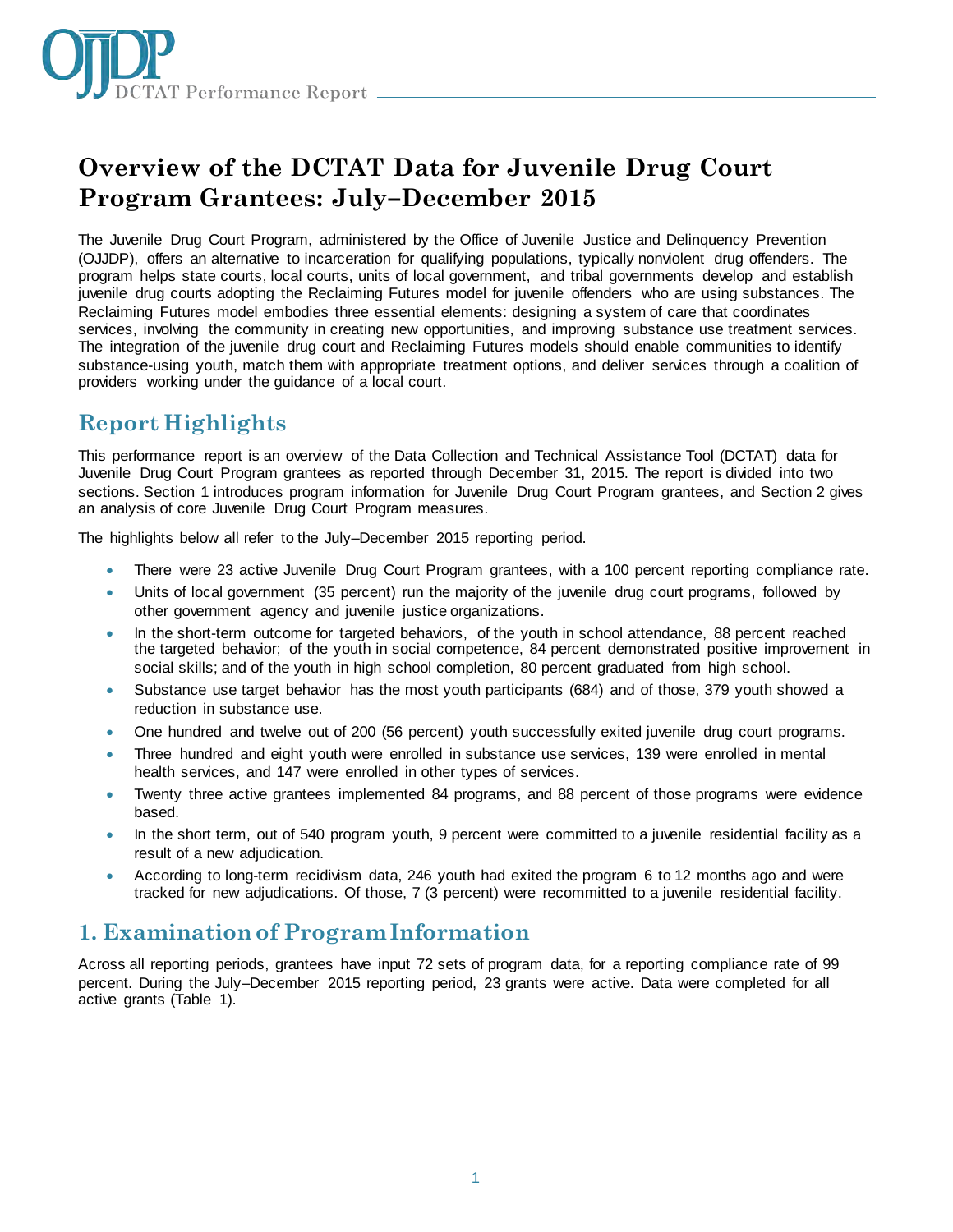# Overview of the DCTAT Data for Juvenile Drug Court Program Grantees: July–December 2015

The Juvenile Drug Court Program, administered by the Office of Juvenile Justice and Delinquency Prevention (OJJDP), offers an alternative to incarceration for qualifying populations, typically nonviolent drug offenders. The program helps state courts, local courts, units of local government, and tribal governments develop and establish juvenile drug courts adopting the Reclaiming Futures model for juvenile offenders who are using substances. The Reclaiming Futures model embodies three essential elements: designing a system of care that coordinates services, involving the community in creating new opportunities, and improving substance use treatment services. The integration of the juvenile drug court and Reclaiming Futures models should enable communities to identify substance-using youth, match them with appropriate treatment options, and deliver services through a coalition of providers working under the guidance of a local court.

## Report Highlights

This performance report is an overview of the Data Collection and Technical Assistance Tool (DCTAT) data for Juvenile Drug Court Program grantees as reported through December 31, 2015. The report is divided into two sections. Section 1 introduces program information for Juvenile Drug Court Program grantees, and Section 2 gives an analysis of core Juvenile Drug Court Program measures.

The highlights below all refer to the July–December 2015 reporting period.

- There were 23 active Juvenile Drug Court Program grantees, with a 100 percent reporting compliance rate.
- Units of local government (35 percent) run the majority of the juvenile drug court programs, followed by other government agency and juvenile justice organizations.
- In the short-term outcome for targeted behaviors, of the youth in school attendance, 88 percent reached the targeted behavior; of the youth in social competence, 84 percent demonstrated positive improvement in social skills; and of the youth in high school completion, 80 percent graduated from high school.
- Substance use target behavior has the most youth participants (684) and of those, 379 youth showed a reduction in substance use.
- One hundred and twelve out of 200 (56 percent) youth successfully exited juvenile drug court programs.
- Three hundred and eight youth were enrolled in substance use services, 139 were enrolled in mental health services, and 147 were enrolled in other types of services.
- Twenty three active grantees implemented 84 programs, and 88 percent of those programs were evidence based.
- In the short term, out of 540 program youth, 9 percent were committed to a juvenile residential facility as a result of a new adjudication.
- According to long-term recidivism data, 246 youth had exited the program 6 to 12 months ago and were tracked for new adjudications. Of those, 7 (3 percent) were recommitted to a juvenile residential facility.

## 1. Examination of Program Information

Across all reporting periods, grantees have input 72 sets of program data, for a reporting compliance rate of 99 percent. During the July–December 2015 reporting period, 23 grants were active. Data were completed for all active grants (Table 1).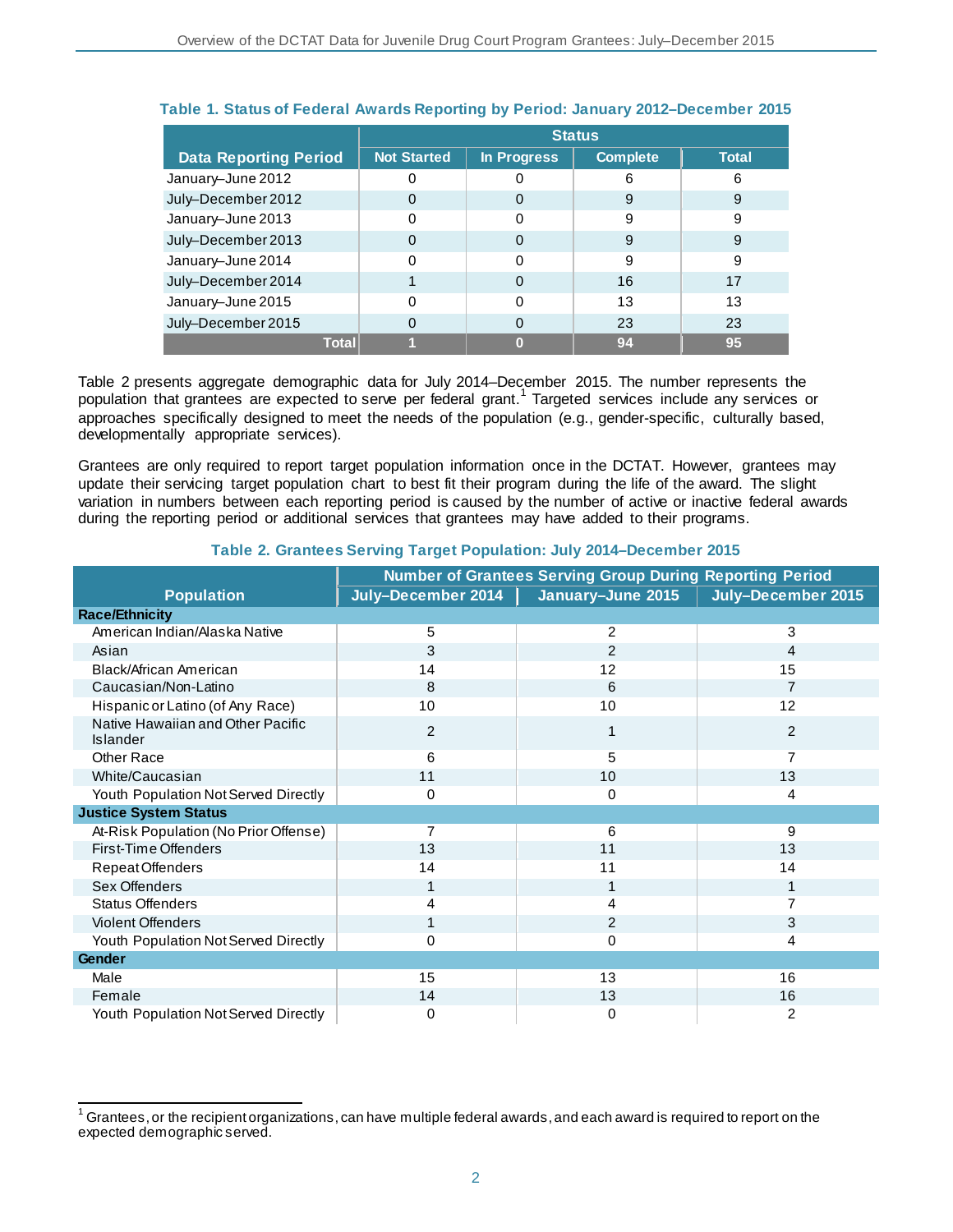**Table 1. Status of Federal Awards Reporting by Period: January 2012–December 2015**

| Data Reporting Period | Status | | | |
|---|---|---|---|---|
| | Not Started | In Progress | Complete | Total |
| January–June 2012 | 0 | 0 | 6 | 6 |
| July–December 2012 | 0 | 0 | 9 | 9 |
| January–June 2013 | 0 | 0 | 9 | 9 |
| July–December 2013 | 0 | 0 | 9 | 9 |
| January–June 2014 | 0 | 0 | 9 | 9 |
| July–December 2014 | 1 | 0 | 16 | 17 |
| January–June 2015 | 0 | 0 | 13 | 13 |
| July–December 2015 | 0 | 0 | 23 | 23 |
| **Total** | **1** | **0** | **94** | **95** |

Table 2 presents aggregate demographic data for July 2014–December 2015. The number represents the population that grantees are expected to serve per federal grant.[1] Targeted services include any services or approaches specifically designed to meet the needs of the population (e.g., gender-specific, culturally based, developmentally appropriate services).

Grantees are only required to report target population information once in the DCTAT. However, grantees may update their servicing target population chart to best fit their program during the life of the award. The slight variation in numbers between each reporting period is caused by the number of active or inactive federal awards during the reporting period or additional services that grantees may have added to their programs.

**Table 2. Grantees Serving Target Population: July 2014–December 2015**

| Population | Number of Grantees Serving Group During Reporting Period | | |
|---|---|---|---|
| | July–December 2014 | January–June 2015 | July–December 2015 |
| **Race/Ethnicity** | | | |
| American Indian/Alaska Native | 5 | 2 | 3 |
| Asian | 3 | 2 | 4 |
| Black/African American | 14 | 12 | 15 |
| Caucasian/Non-Latino | 8 | 6 | 7 |
| Hispanic or Latino (of Any Race) | 10 | 10 | 12 |
| Native Hawaiian and Other Pacific Islander | 2 | 1 | 2 |
| Other Race | 6 | 5 | 7 |
| White/Caucasian | 11 | 10 | 13 |
| Youth Population Not Served Directly | 0 | 0 | 4 |
| **Justice System Status** | | | |
| At-Risk Population (No Prior Offense) | 7 | 6 | 9 |
| First-Time Offenders | 13 | 11 | 13 |
| Repeat Offenders | 14 | 11 | 14 |
| Sex Offenders | 1 | 1 | 1 |
| Status Offenders | 4 | 4 | 7 |
| Violent Offenders | 1 | 2 | 3 |
| Youth Population Not Served Directly | 0 | 0 | 4 |
| **Gender** | | | |
| Male | 15 | 13 | 16 |
| Female | 14 | 13 | 16 |
| Youth Population Not Served Directly | 0 | 0 | 2 |

[1] Grantees, or the recipient organizations, can have multiple federal awards, and each award is required to report on the expected demographic served.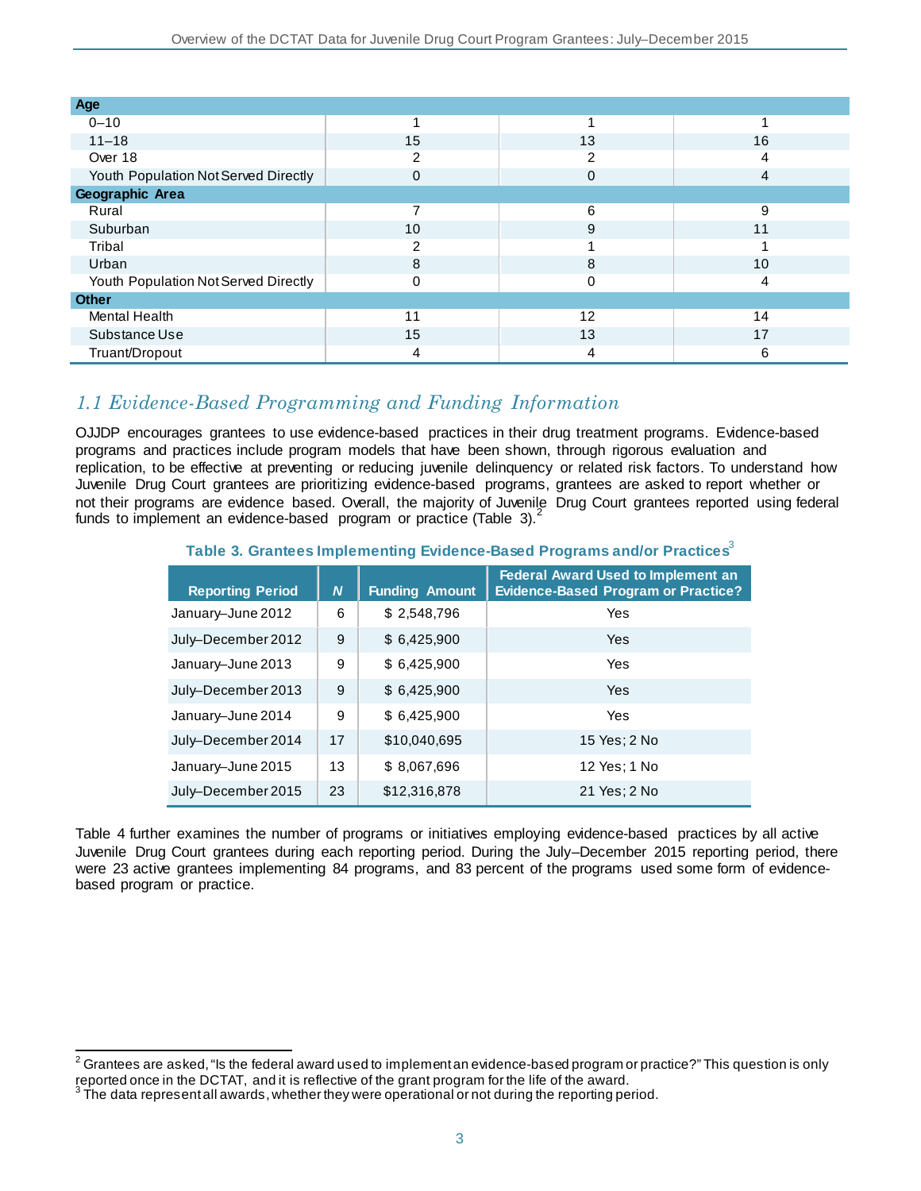| | | | |
|---|---|---|---|
| **Age** | | | |
| 0–10 | 1 | 1 | 1 |
| 11–18 | 15 | 13 | 16 |
| Over 18 | 2 | 2 | 4 |
| Youth Population Not Served Directly | 0 | 0 | 4 |
| **Geographic Area** | | | |
| Rural | 7 | 6 | 9 |
| Suburban | 10 | 9 | 11 |
| Tribal | 2 | 1 | 1 |
| Urban | 8 | 8 | 10 |
| Youth Population Not Served Directly | 0 | 0 | 4 |
| **Other** | | | |
| Mental Health | 11 | 12 | 14 |
| Substance Use | 15 | 13 | 17 |
| Truant/Dropout | 4 | 4 | 6 |

## *1.1 Evidence-Based Programming and Funding Information*

OJJDP encourages grantees to use evidence-based practices in their drug treatment programs. Evidence-based programs and practices include program models that have been shown, through rigorous evaluation and replication, to be effective at preventing or reducing juvenile delinquency or related risk factors. To understand how Juvenile Drug Court grantees are prioritizing evidence-based programs, grantees are asked to report whether or not their programs are evidence based. Overall, the majority of Juvenile Drug Court grantees reported using federal funds to implement an evidence-based program or practice (Table 3).[2]

**Table 3. Grantees Implementing Evidence-Based Programs and/or Practices**[3]

| Reporting Period | N | Funding Amount | Federal Award Used to Implement an Evidence-Based Program or Practice? |
|---|---|---|---|
| January–June 2012 | 6 | $ 2,548,796 | Yes |
| July–December 2012 | 9 | $ 6,425,900 | Yes |
| January–June 2013 | 9 | $ 6,425,900 | Yes |
| July–December 2013 | 9 | $ 6,425,900 | Yes |
| January–June 2014 | 9 | $ 6,425,900 | Yes |
| July–December 2014 | 17 | $10,040,695 | 15 Yes; 2 No |
| January–June 2015 | 13 | $ 8,067,696 | 12 Yes; 1 No |
| July–December 2015 | 23 | $12,316,878 | 21 Yes; 2 No |

Table 4 further examines the number of programs or initiatives employing evidence-based practices by all active Juvenile Drug Court grantees during each reporting period. During the July–December 2015 reporting period, there were 23 active grantees implementing 84 programs, and 83 percent of the programs used some form of evidence-based program or practice.

---

[2] Grantees are asked, "Is the federal award used to implement an evidence-based program or practice?" This question is only reported once in the DCTAT, and it is reflective of the grant program for the life of the award.

[3] The data represent all awards, whether they were operational or not during the reporting period.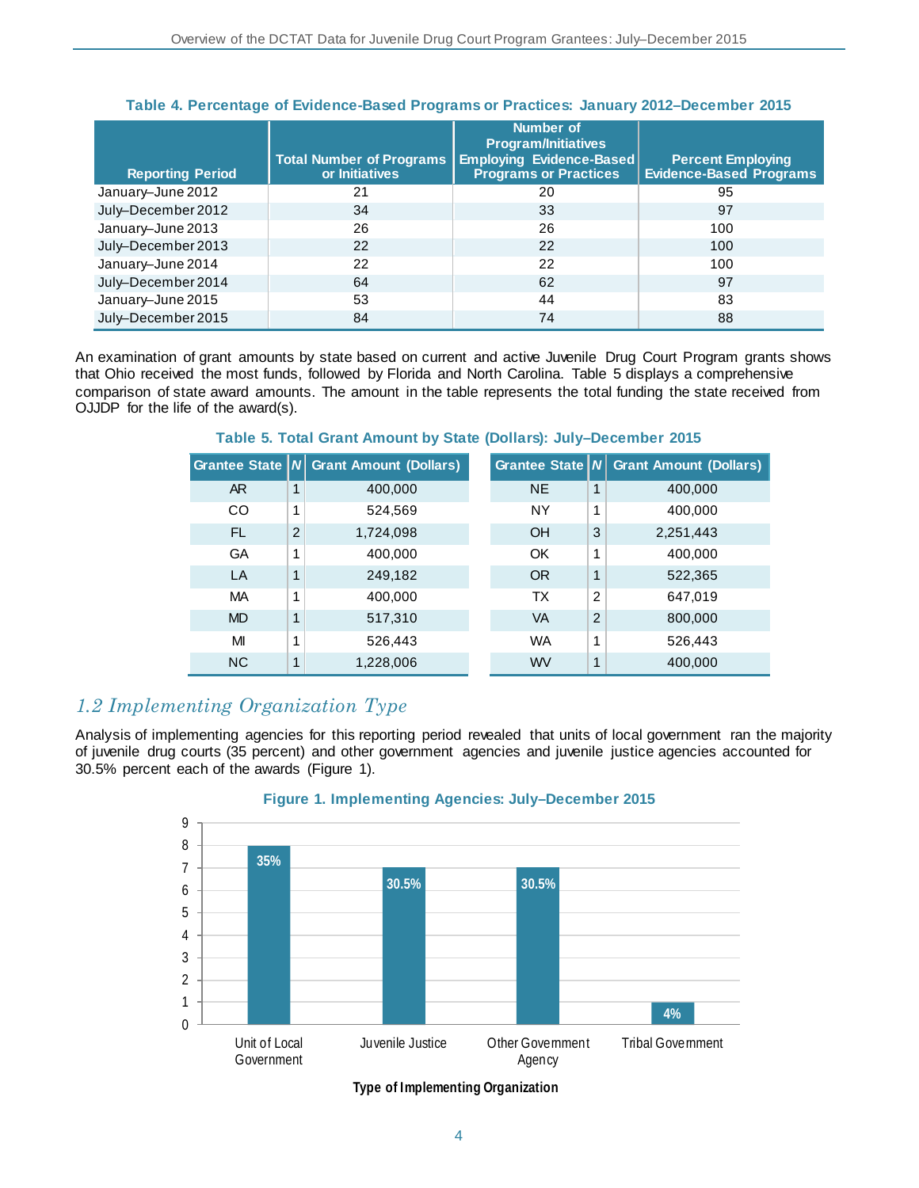**Table 4. Percentage of Evidence-Based Programs or Practices: January 2012–December 2015**

| Reporting Period | Total Number of Programs or Initiatives | Number of Program/Initiatives Employing Evidence-Based Programs or Practices | Percent Employing Evidence-Based Programs |
|---|---|---|---|
| January–June 2012 | 21 | 20 | 95 |
| July–December 2012 | 34 | 33 | 97 |
| January–June 2013 | 26 | 26 | 100 |
| July–December 2013 | 22 | 22 | 100 |
| January–June 2014 | 22 | 22 | 100 |
| July–December 2014 | 64 | 62 | 97 |
| January–June 2015 | 53 | 44 | 83 |
| July–December 2015 | 84 | 74 | 88 |

An examination of grant amounts by state based on current and active Juvenile Drug Court Program grants shows that Ohio received the most funds, followed by Florida and North Carolina. Table 5 displays a comprehensive comparison of state award amounts. The amount in the table represents the total funding the state received from OJJDP for the life of the award(s).

**Table 5. Total Grant Amount by State (Dollars): July–December 2015**

| Grantee State | *N* | Grant Amount (Dollars) |
|---|---|---|
| AR | 1 | 400,000 |
| CO | 1 | 524,569 |
| FL | 2 | 1,724,098 |
| GA | 1 | 400,000 |
| LA | 1 | 249,182 |
| MA | 1 | 400,000 |
| MD | 1 | 517,310 |
| MI | 1 | 526,443 |
| NC | 1 | 1,228,006 |
| NE | 1 | 400,000 |
| NY | 1 | 400,000 |
| OH | 3 | 2,251,443 |
| OK | 1 | 400,000 |
| OR | 1 | 522,365 |
| TX | 2 | 647,019 |
| VA | 2 | 800,000 |
| WA | 1 | 526,443 |
| WV | 1 | 400,000 |

## *1.2 Implementing Organization Type*

Analysis of implementing agencies for this reporting period revealed that units of local government ran the majority of juvenile drug courts (35 percent) and other government agencies and juvenile justice agencies accounted for 30.5% percent each of the awards (Figure 1).

**Figure 1. Implementing Agencies: July–December 2015**

| Type of Implementing Organization | Number | Percent |
|---|---|---|
| Unit of Local Government | 8 | 35% |
| Juvenile Justice | 7 | 30.5% |
| Other Government Agency | 7 | 30.5% |
| Tribal Government | 1 | 4% |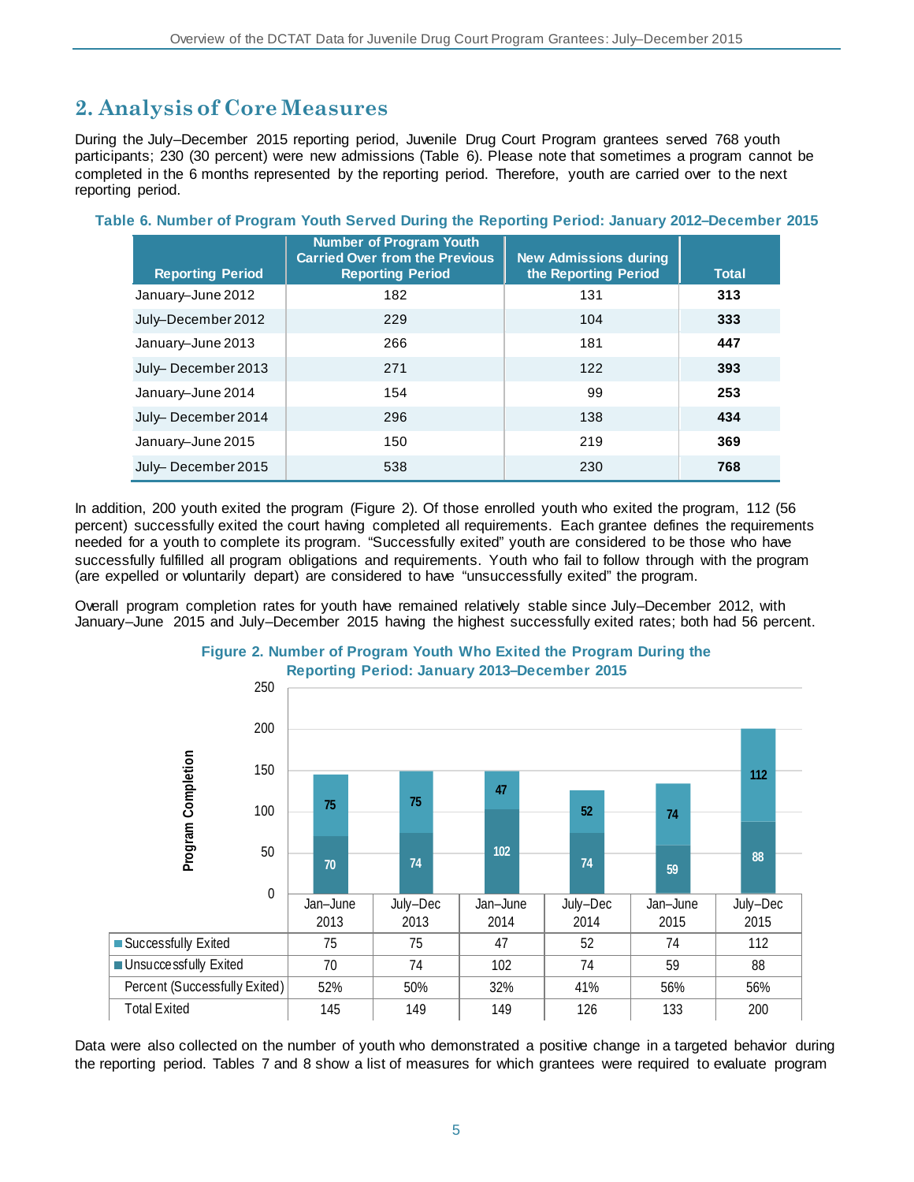## 2. Analysis of Core Measures

During the July–December 2015 reporting period, Juvenile Drug Court Program grantees served 768 youth participants; 230 (30 percent) were new admissions (Table 6). Please note that sometimes a program cannot be completed in the 6 months represented by the reporting period. Therefore, youth are carried over to the next reporting period.

**Table 6. Number of Program Youth Served During the Reporting Period: January 2012–December 2015**

| Reporting Period | Number of Program Youth Carried Over from the Previous Reporting Period | New Admissions during the Reporting Period | Total |
|---|---|---|---|
| January–June 2012 | 182 | 131 | **313** |
| July–December 2012 | 229 | 104 | **333** |
| January–June 2013 | 266 | 181 | **447** |
| July– December 2013 | 271 | 122 | **393** |
| January–June 2014 | 154 | 99 | **253** |
| July– December 2014 | 296 | 138 | **434** |
| January–June 2015 | 150 | 219 | **369** |
| July– December 2015 | 538 | 230 | **768** |

In addition, 200 youth exited the program (Figure 2). Of those enrolled youth who exited the program, 112 (56 percent) successfully exited the court having completed all requirements. Each grantee defines the requirements needed for a youth to complete its program. "Successfully exited" youth are considered to be those who have successfully fulfilled all program obligations and requirements. Youth who fail to follow through with the program (are expelled or voluntarily depart) are considered to have "unsuccessfully exited" the program.

Overall program completion rates for youth have remained relatively stable since July–December 2012, with January–June 2015 and July–December 2015 having the highest successfully exited rates; both had 56 percent.

**Figure 2. Number of Program Youth Who Exited the Program During the Reporting Period: January 2013–December 2015**

| | Jan–June 2013 | July–Dec 2013 | Jan–June 2014 | July–Dec 2014 | Jan–June 2015 | July–Dec 2015 |
|---|---|---|---|---|---|---|
| Successfully Exited | 75 | 75 | 47 | 52 | 74 | 112 |
| Unsuccessfully Exited | 70 | 74 | 102 | 74 | 59 | 88 |
| Percent (Successfully Exited) | 52% | 50% | 32% | 41% | 56% | 56% |
| Total Exited | 145 | 149 | 149 | 126 | 133 | 200 |

Data were also collected on the number of youth who demonstrated a positive change in a targeted behavior during the reporting period. Tables 7 and 8 show a list of measures for which grantees were required to evaluate program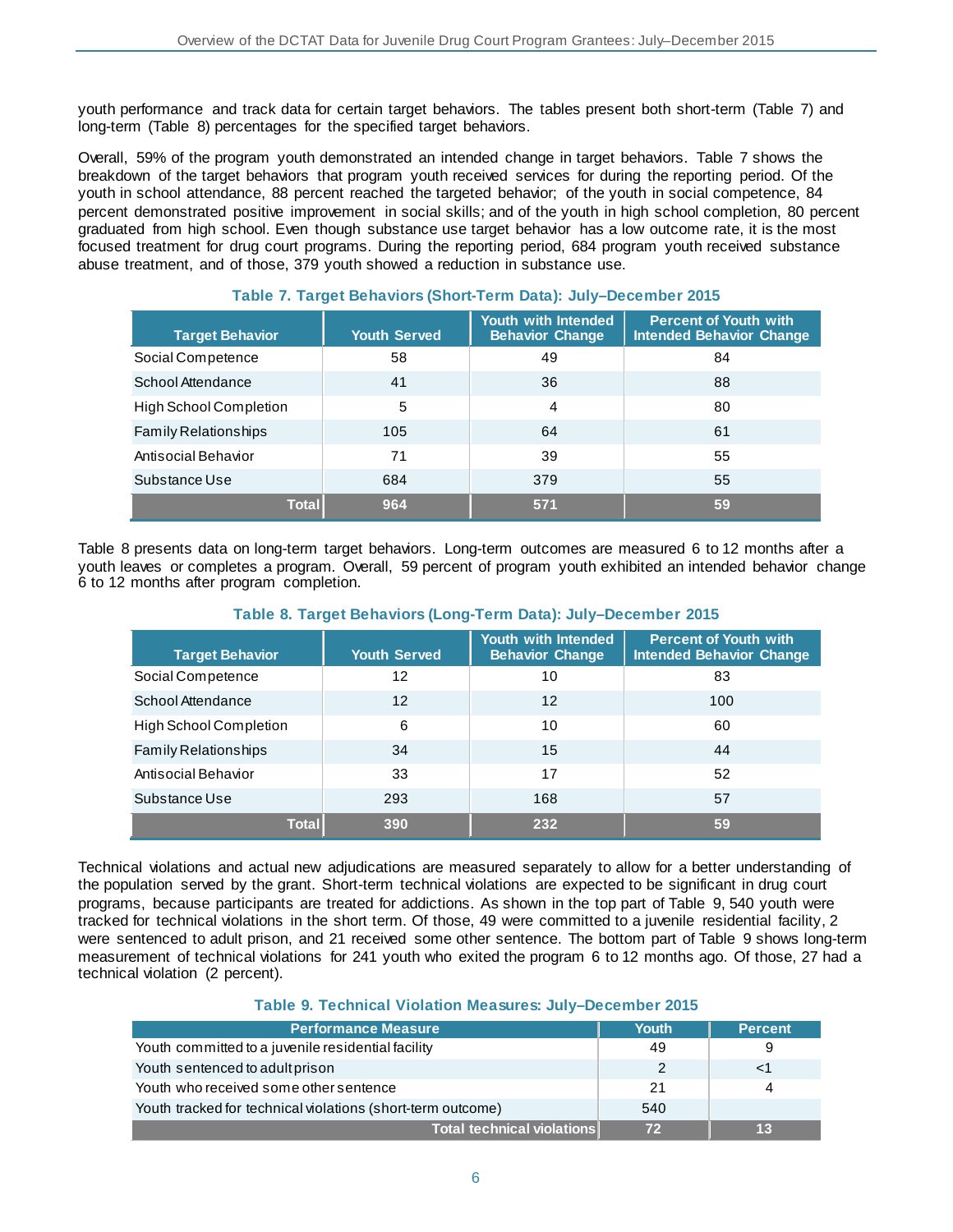youth performance and track data for certain target behaviors. The tables present both short-term (Table 7) and long-term (Table 8) percentages for the specified target behaviors.

Overall, 59% of the program youth demonstrated an intended change in target behaviors. Table 7 shows the breakdown of the target behaviors that program youth received services for during the reporting period. Of the youth in school attendance, 88 percent reached the targeted behavior; of the youth in social competence, 84 percent demonstrated positive improvement in social skills; and of the youth in high school completion, 80 percent graduated from high school. Even though substance use target behavior has a low outcome rate, it is the most focused treatment for drug court programs. During the reporting period, 684 program youth received substance abuse treatment, and of those, 379 youth showed a reduction in substance use.

### Table 7. Target Behaviors (Short-Term Data): July–December 2015

| Target Behavior | Youth Served | Youth with Intended Behavior Change | Percent of Youth with Intended Behavior Change |
|---|---|---|---|
| Social Competence | 58 | 49 | 84 |
| School Attendance | 41 | 36 | 88 |
| High School Completion | 5 | 4 | 80 |
| Family Relationships | 105 | 64 | 61 |
| Antisocial Behavior | 71 | 39 | 55 |
| Substance Use | 684 | 379 | 55 |
| **Total** | **964** | **571** | **59** |

Table 8 presents data on long-term target behaviors. Long-term outcomes are measured 6 to 12 months after a youth leaves or completes a program. Overall, 59 percent of program youth exhibited an intended behavior change 6 to 12 months after program completion.

### Table 8. Target Behaviors (Long-Term Data): July–December 2015

| Target Behavior | Youth Served | Youth with Intended Behavior Change | Percent of Youth with Intended Behavior Change |
|---|---|---|---|
| Social Competence | 12 | 10 | 83 |
| School Attendance | 12 | 12 | 100 |
| High School Completion | 6 | 10 | 60 |
| Family Relationships | 34 | 15 | 44 |
| Antisocial Behavior | 33 | 17 | 52 |
| Substance Use | 293 | 168 | 57 |
| **Total** | **390** | **232** | **59** |

Technical violations and actual new adjudications are measured separately to allow for a better understanding of the population served by the grant. Short-term technical violations are expected to be significant in drug court programs, because participants are treated for addictions. As shown in the top part of Table 9, 540 youth were tracked for technical violations in the short term. Of those, 49 were committed to a juvenile residential facility, 2 were sentenced to adult prison, and 21 received some other sentence. The bottom part of Table 9 shows long-term measurement of technical violations for 241 youth who exited the program 6 to 12 months ago. Of those, 27 had a technical violation (2 percent).

### Table 9. Technical Violation Measures: July–December 2015

| Performance Measure | Youth | Percent |
|---|---|---|
| Youth committed to a juvenile residential facility | 49 | 9 |
| Youth sentenced to adult prison | 2 | <1 |
| Youth who received some other sentence | 21 | 4 |
| Youth tracked for technical violations (short-term outcome) | 540 | |
| **Total technical violations** | **72** | **13** |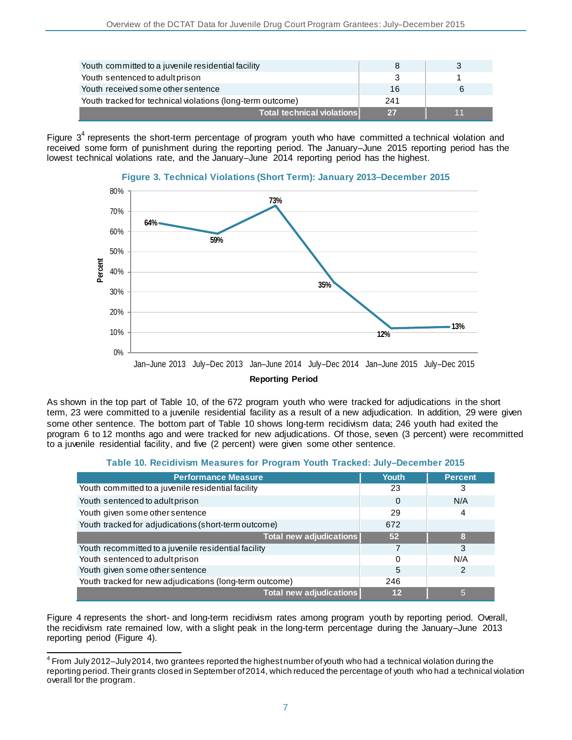| Youth committed to a juvenile residential facility | 8 | 3 |
|---|---|---|
| Youth sentenced to adult prison | 3 | 1 |
| Youth received some other sentence | 16 | 6 |
| Youth tracked for technical violations (long-term outcome) | 241 | |
| **Total technical violations** | **27** | **11** |

Figure 3[4] represents the short-term percentage of program youth who have committed a technical violation and received some form of punishment during the reporting period. The January–June 2015 reporting period has the lowest technical violations rate, and the January–June 2014 reporting period has the highest.

**Figure 3. Technical Violations (Short Term): January 2013–December 2015**

| Reporting Period | Percent |
|---|---|
| Jan–June 2013 | 64% |
| July–Dec 2013 | 59% |
| Jan–June 2014 | 73% |
| July–Dec 2014 | 35% |
| Jan–June 2015 | 12% |
| July–Dec 2015 | 13% |

As shown in the top part of Table 10, of the 672 program youth who were tracked for adjudications in the short term, 23 were committed to a juvenile residential facility as a result of a new adjudication. In addition, 29 were given some other sentence. The bottom part of Table 10 shows long-term recidivism data; 246 youth had exited the program 6 to 12 months ago and were tracked for new adjudications. Of those, seven (3 percent) were recommitted to a juvenile residential facility, and five (2 percent) were given some other sentence.

**Table 10. Recidivism Measures for Program Youth Tracked: July–December 2015**

| Performance Measure | Youth | Percent |
|---|---|---|
| Youth committed to a juvenile residential facility | 23 | 3 |
| Youth sentenced to adult prison | 0 | N/A |
| Youth given some other sentence | 29 | 4 |
| Youth tracked for adjudications (short-term outcome) | 672 | |
| **Total new adjudications** | **52** | **8** |
| Youth recommitted to a juvenile residential facility | 7 | 3 |
| Youth sentenced to adult prison | 0 | N/A |
| Youth given some other sentence | 5 | 2 |
| Youth tracked for new adjudications (long-term outcome) | 246 | |
| **Total new adjudications** | **12** | **5** |

Figure 4 represents the short- and long-term recidivism rates among program youth by reporting period. Overall, the recidivism rate remained low, with a slight peak in the long-term percentage during the January–June 2013 reporting period (Figure 4).

---

[4] From July 2012–July 2014, two grantees reported the highest number of youth who had a technical violation during the reporting period. Their grants closed in September of 2014, which reduced the percentage of youth who had a technical violation overall for the program.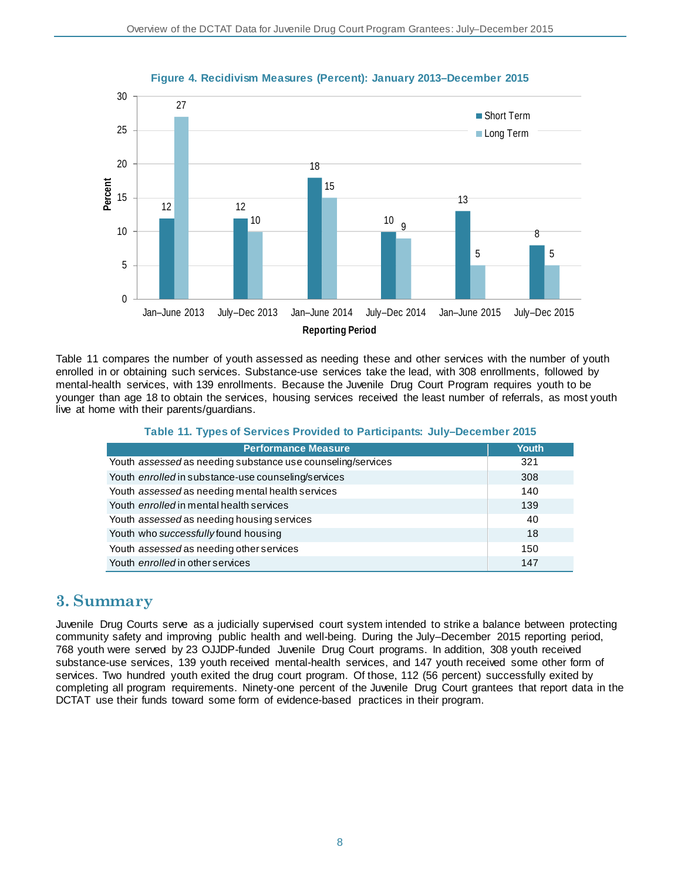**Figure 4. Recidivism Measures (Percent): January 2013–December 2015**

Percent

30
25
20
15
10
5
0

Short Term
Long Term

12
27
12
10
18
15
10
9
13
5
8
5

Jan–June 2013
July–Dec 2013
Jan–June 2014
July–Dec 2014
Jan–June 2015
July–Dec 2015

Reporting Period

Table 11 compares the number of youth assessed as needing these and other services with the number of youth enrolled in or obtaining such services. Substance-use services take the lead, with 308 enrollments, followed by mental-health services, with 139 enrollments. Because the Juvenile Drug Court Program requires youth to be younger than age 18 to obtain the services, housing services received the least number of referrals, as most youth live at home with their parents/guardians.

**Table 11. Types of Services Provided to Participants: July–December 2015**

| Performance Measure | Youth |
|---|---|
| Youth *assessed* as needing substance use counseling/services | 321 |
| Youth *enrolled* in substance-use counseling/services | 308 |
| Youth *assessed* as needing mental health services | 140 |
| Youth *enrolled* in mental health services | 139 |
| Youth *assessed* as needing housing services | 40 |
| Youth who *successfully* found housing | 18 |
| Youth *assessed* as needing other services | 150 |
| Youth *enrolled* in other services | 147 |

## 3. Summary

Juvenile Drug Courts serve as a judicially supervised court system intended to strike a balance between protecting community safety and improving public health and well-being. During the July–December 2015 reporting period, 768 youth were served by 23 OJJDP-funded Juvenile Drug Court programs. In addition, 308 youth received substance-use services, 139 youth received mental-health services, and 147 youth received some other form of services. Two hundred youth exited the drug court program. Of those, 112 (56 percent) successfully exited by completing all program requirements. Ninety-one percent of the Juvenile Drug Court grantees that report data in the DCTAT use their funds toward some form of evidence-based practices in their program.